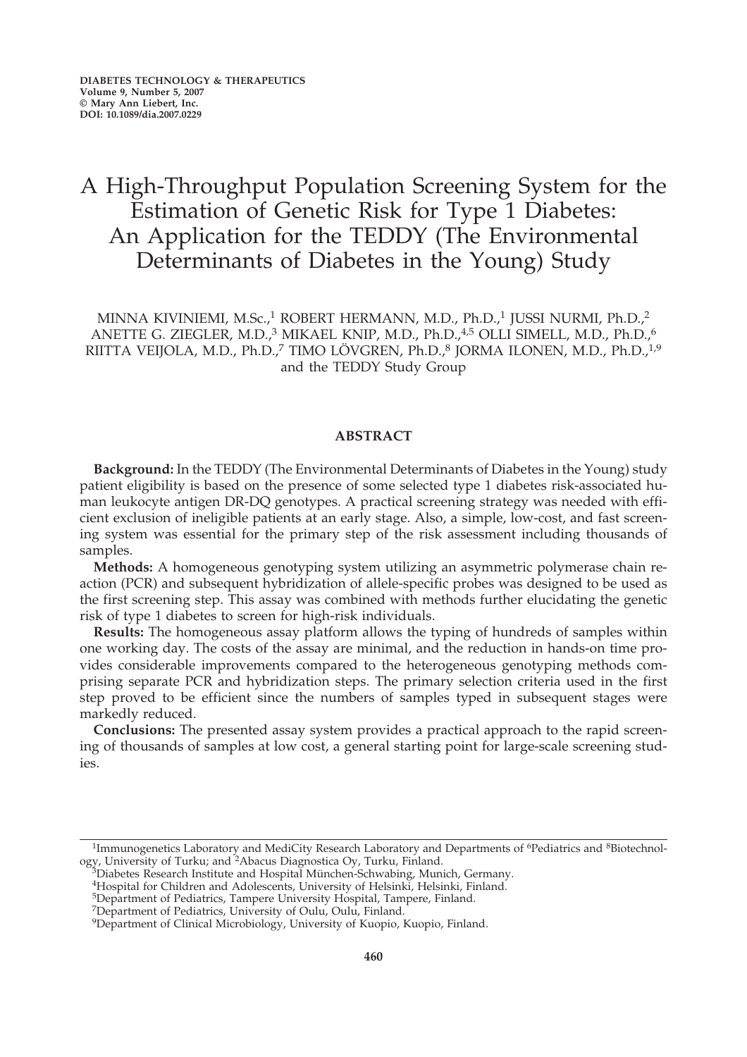# A High-Throughput Population Screening System for the Estimation of Genetic Risk for Type 1 Diabetes: An Application for the TEDDY (The Environmental Determinants of Diabetes in the Young) Study

MINNA KIVINIEMI, M.Sc.,[1] ROBERT HERMANN, M.D., Ph.D.,[1] JUSSI NURMI, Ph.D.,[2] ANETTE G. ZIEGLER, M.D.,[3] MIKAEL KNIP, M.D., Ph.D.,[4,5] OLLI SIMELL, M.D., Ph.D.,[6] RIITTA VEIJOLA, M.D., Ph.D.,[7] TIMO LÖVGREN, Ph.D.,[8] JORMA ILONEN, M.D., Ph.D.,[1,9] and the TEDDY Study Group

## ABSTRACT

**Background:** In the TEDDY (The Environmental Determinants of Diabetes in the Young) study patient eligibility is based on the presence of some selected type 1 diabetes risk-associated human leukocyte antigen DR-DQ genotypes. A practical screening strategy was needed with efficient exclusion of ineligible patients at an early stage. Also, a simple, low-cost, and fast screening system was essential for the primary step of the risk assessment including thousands of samples.

**Methods:** A homogeneous genotyping system utilizing an asymmetric polymerase chain reaction (PCR) and subsequent hybridization of allele-specific probes was designed to be used as the first screening step. This assay was combined with methods further elucidating the genetic risk of type 1 diabetes to screen for high-risk individuals.

**Results:** The homogeneous assay platform allows the typing of hundreds of samples within one working day. The costs of the assay are minimal, and the reduction in hands-on time provides considerable improvements compared to the heterogeneous genotyping methods comprising separate PCR and hybridization steps. The primary selection criteria used in the first step proved to be efficient since the numbers of samples typed in subsequent stages were markedly reduced.

**Conclusions:** The presented assay system provides a practical approach to the rapid screening of thousands of samples at low cost, a general starting point for large-scale screening studies.

---

[1]Immunogenetics Laboratory and MediCity Research Laboratory and Departments of [6]Pediatrics and [8]Biotechnology, University of Turku; and [2]Abacus Diagnostica Oy, Turku, Finland.

[3]Diabetes Research Institute and Hospital München-Schwabing, Munich, Germany.

[4]Hospital for Children and Adolescents, University of Helsinki, Helsinki, Finland.

[5]Department of Pediatrics, Tampere University Hospital, Tampere, Finland.

[7]Department of Pediatrics, University of Oulu, Oulu, Finland.

[9]Department of Clinical Microbiology, University of Kuopio, Kuopio, Finland.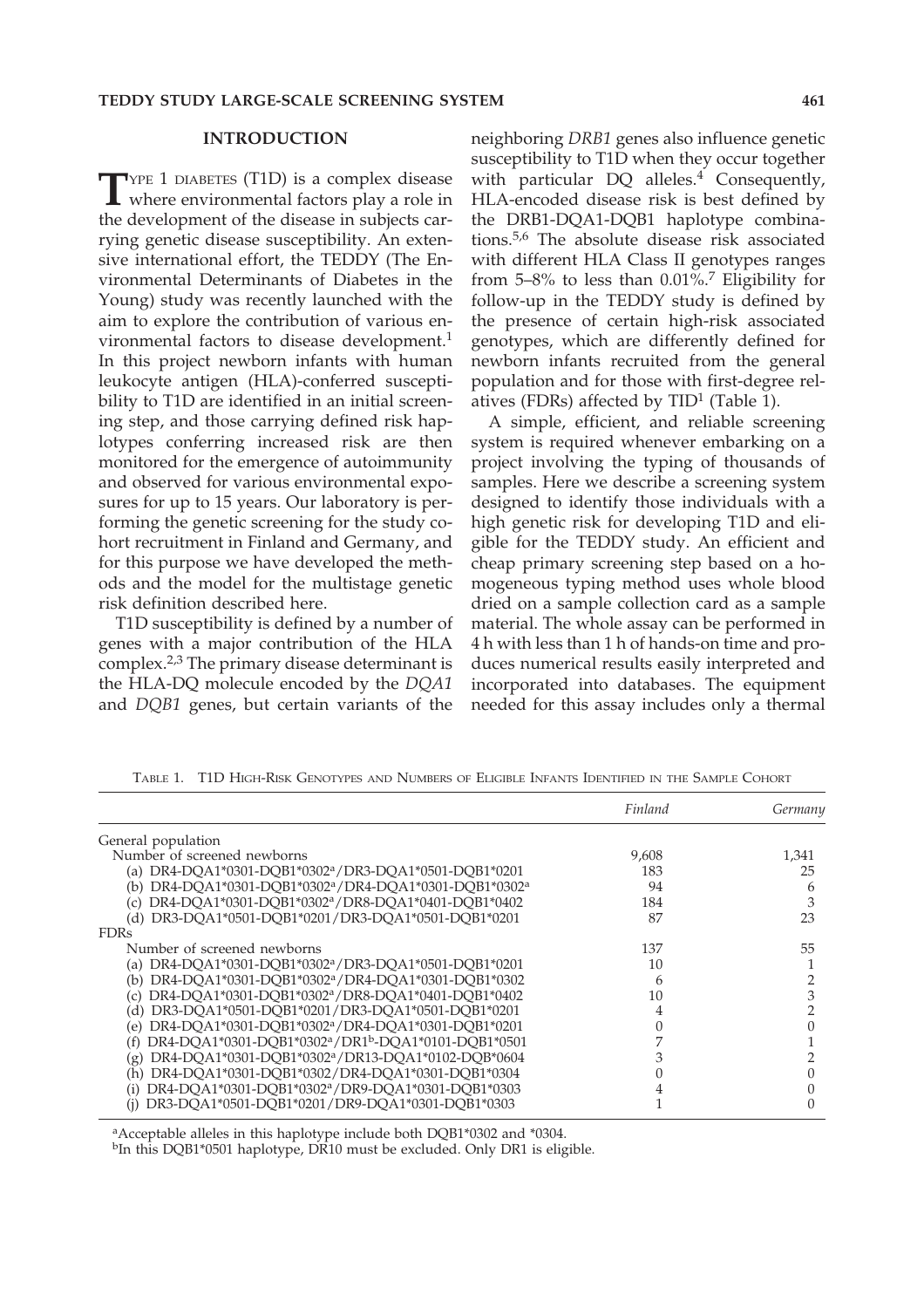## INTRODUCTION

Type 1 diabetes (T1D) is a complex disease where environmental factors play a role in the development of the disease in subjects carrying genetic disease susceptibility. An extensive international effort, the TEDDY (The Environmental Determinants of Diabetes in the Young) study was recently launched with the aim to explore the contribution of various environmental factors to disease development.[1] In this project newborn infants with human leukocyte antigen (HLA)-conferred susceptibility to T1D are identified in an initial screening step, and those carrying defined risk haplotypes conferring increased risk are then monitored for the emergence of autoimmunity and observed for various environmental exposures for up to 15 years. Our laboratory is performing the genetic screening for the study cohort recruitment in Finland and Germany, and for this purpose we have developed the methods and the model for the multistage genetic risk definition described here.

T1D susceptibility is defined by a number of genes with a major contribution of the HLA complex.[2,3] The primary disease determinant is the HLA-DQ molecule encoded by the *DQA1* and *DQB1* genes, but certain variants of the neighboring *DRB1* genes also influence genetic susceptibility to T1D when they occur together with particular DQ alleles.[4] Consequently, HLA-encoded disease risk is best defined by the DRB1-DQA1-DQB1 haplotype combinations.[5,6] The absolute disease risk associated with different HLA Class II genotypes ranges from 5–8% to less than 0.01%.[7] Eligibility for follow-up in the TEDDY study is defined by the presence of certain high-risk associated genotypes, which are differently defined for newborn infants recruited from the general population and for those with first-degree relatives (FDRs) affected by TID[1] (Table 1).

A simple, efficient, and reliable screening system is required whenever embarking on a project involving the typing of thousands of samples. Here we describe a screening system designed to identify those individuals with a high genetic risk for developing T1D and eligible for the TEDDY study. An efficient and cheap primary screening step based on a homogeneous typing method uses whole blood dried on a sample collection card as a sample material. The whole assay can be performed in 4 h with less than 1 h of hands-on time and produces numerical results easily interpreted and incorporated into databases. The equipment needed for this assay includes only a thermal

Table 1. T1D High-Risk Genotypes and Numbers of Eligible Infants Identified in the Sample Cohort

| | *Finland* | *Germany* |
|---|---|---|
| General population | | |
| Number of screened newborns | 9,608 | 1,341 |
| (a) DR4-DQA1*0301-DQB1*0302[a]/DR3-DQA1*0501-DQB1*0201 | 183 | 25 |
| (b) DR4-DQA1*0301-DQB1*0302[a]/DR4-DQA1*0301-DQB1*0302[a] | 94 | 6 |
| (c) DR4-DQA1*0301-DQB1*0302[a]/DR8-DQA1*0401-DQB1*0402 | 184 | 3 |
| (d) DR3-DQA1*0501-DQB1*0201/DR3-DQA1*0501-DQB1*0201 | 87 | 23 |
| FDRs | | |
| Number of screened newborns | 137 | 55 |
| (a) DR4-DQA1*0301-DQB1*0302[a]/DR3-DQA1*0501-DQB1*0201 | 10 | 1 |
| (b) DR4-DQA1*0301-DQB1*0302[a]/DR4-DQA1*0301-DQB1*0302 | 6 | 2 |
| (c) DR4-DQA1*0301-DQB1*0302[a]/DR8-DQA1*0401-DQB1*0402 | 10 | 3 |
| (d) DR3-DQA1*0501-DQB1*0201/DR3-DQA1*0501-DQB1*0201 | 4 | 2 |
| (e) DR4-DQA1*0301-DQB1*0302[a]/DR4-DQA1*0301-DQB1*0201 | 0 | 0 |
| (f) DR4-DQA1*0301-DQB1*0302[a]/DR1[b]-DQA1*0101-DQB1*0501 | 7 | 1 |
| (g) DR4-DQA1*0301-DQB1*0302[a]/DR13-DQA1*0102-DQB*0604 | 3 | 2 |
| (h) DR4-DQA1*0301-DQB1*0302/DR4-DQA1*0301-DQB1*0304 | 0 | 0 |
| (i) DR4-DQA1*0301-DQB1*0302[a]/DR9-DQA1*0301-DQB1*0303 | 4 | 0 |
| (j) DR3-DQA1*0501-DQB1*0201/DR9-DQA1*0301-DQB1*0303 | 1 | 0 |

[a]Acceptable alleles in this haplotype include both DQB1*0302 and *0304.
[b]In this DQB1*0501 haplotype, DR10 must be excluded. Only DR1 is eligible.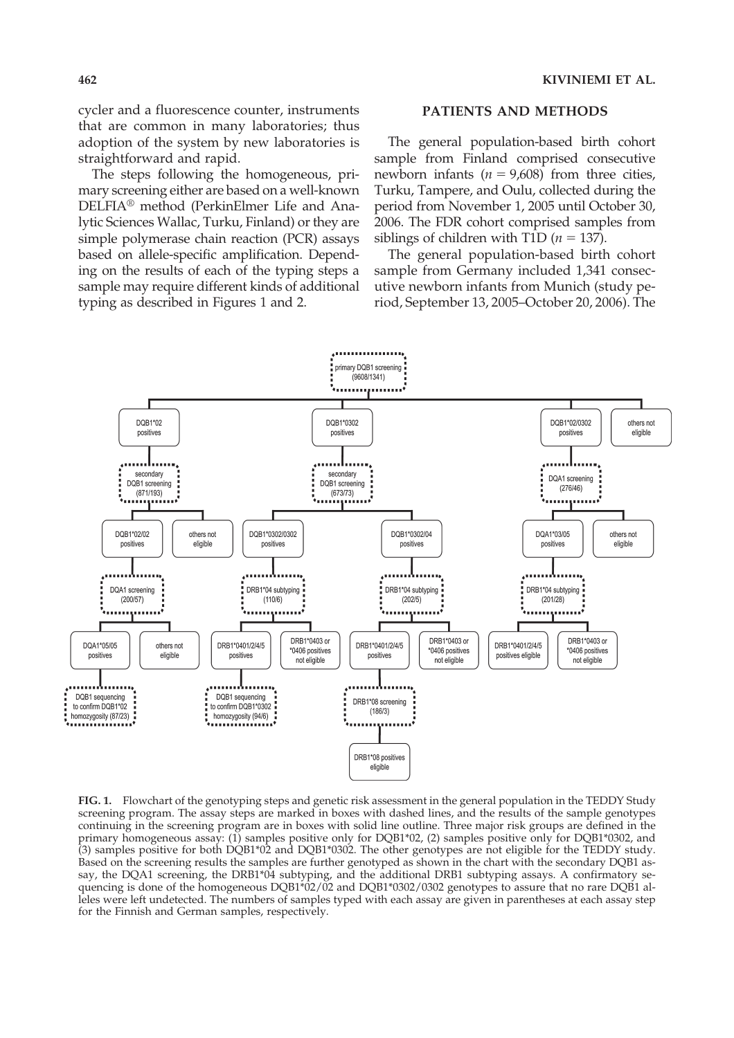cycler and a fluorescence counter, instruments that are common in many laboratories; thus adoption of the system by new laboratories is straightforward and rapid.

The steps following the homogeneous, primary screening either are based on a well-known DELFIA® method (PerkinElmer Life and Analytic Sciences Wallac, Turku, Finland) or they are simple polymerase chain reaction (PCR) assays based on allele-specific amplification. Depending on the results of each of the typing steps a sample may require different kinds of additional typing as described in Figures 1 and 2.

## PATIENTS AND METHODS

The general population-based birth cohort sample from Finland comprised consecutive newborn infants ($n = 9{,}608$) from three cities, Turku, Tampere, and Oulu, collected during the period from November 1, 2005 until October 30, 2006. The FDR cohort comprised samples from siblings of children with T1D ($n = 137$).

The general population-based birth cohort sample from Germany included 1,341 consecutive newborn infants from Munich (study period, September 13, 2005–October 20, 2006). The

**FIG. 1.** Flowchart of the genotyping steps and genetic risk assessment in the general population in the TEDDY Study screening program. The assay steps are marked in boxes with dashed lines, and the results of the sample genotypes continuing in the screening program are in boxes with solid line outline. Three major risk groups are defined in the primary homogeneous assay: (1) samples positive only for DQB1*02, (2) samples positive only for DQB1*0302, and (3) samples positive for both DQB1*02 and DQB1*0302. The other genotypes are not eligible for the TEDDY study. Based on the screening results the samples are further genotyped as shown in the chart with the secondary DQB1 assay, the DQA1 screening, the DRB1*04 subtyping, and the additional DRB1 subtyping assays. A confirmatory sequencing is done of the homogeneous DQB1*02/02 and DQB1*0302/0302 genotypes to assure that no rare DQB1 alleles were left undetected. The numbers of samples typed with each assay are given in parentheses at each assay step for the Finnish and German samples, respectively.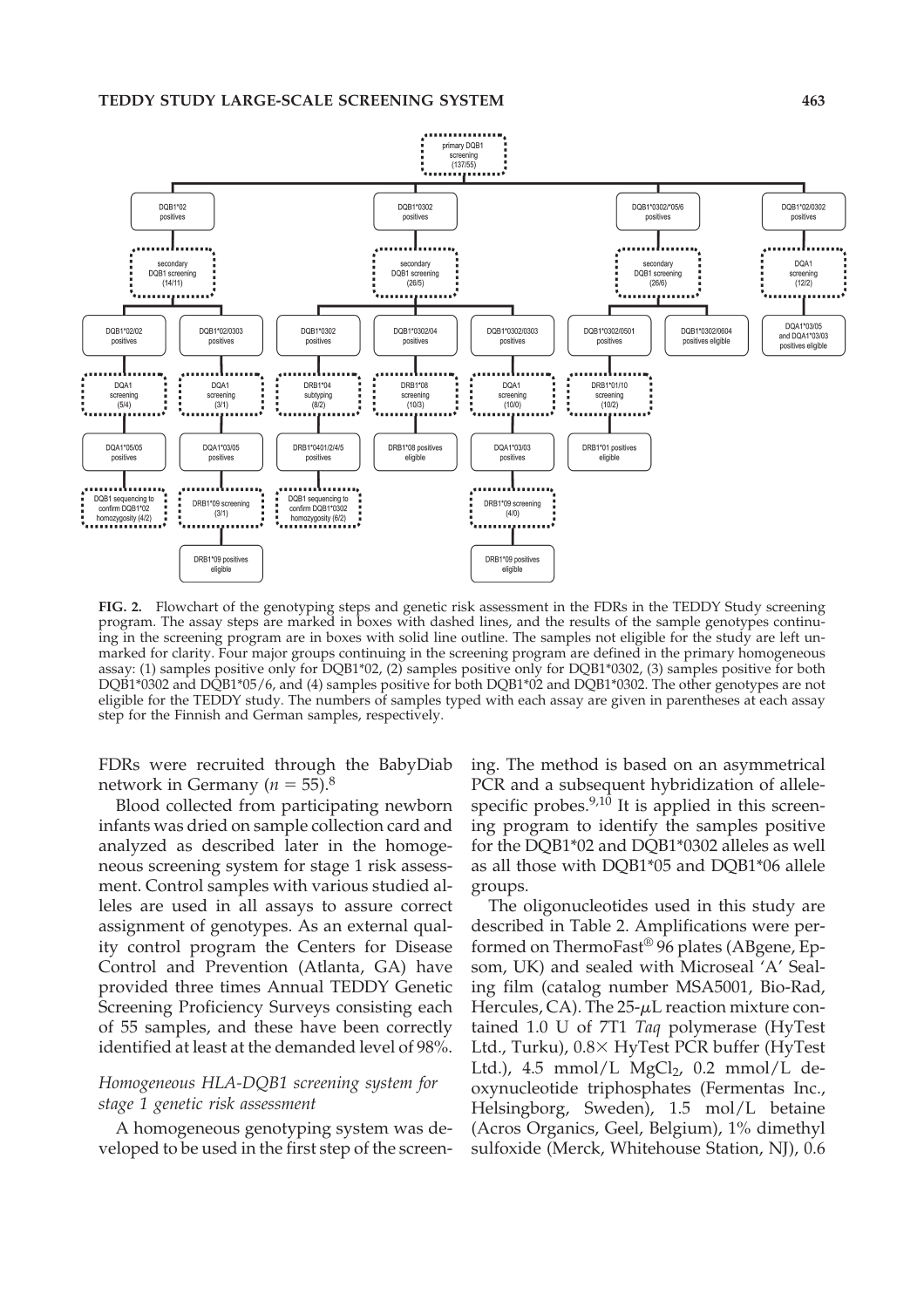**FIG. 2.** Flowchart of the genotyping steps and genetic risk assessment in the FDRs in the TEDDY Study screening program. The assay steps are marked in boxes with dashed lines, and the results of the sample genotypes continuing in the screening program are in boxes with solid line outline. The samples not eligible for the study are left unmarked for clarity. Four major groups continuing in the screening program are defined in the primary homogeneous assay: (1) samples positive only for DQB1*02, (2) samples positive only for DQB1*0302, (3) samples positive for both DQB1*0302 and DQB1*05/6, and (4) samples positive for both DQB1*02 and DQB1*0302. The other genotypes are not eligible for the TEDDY study. The numbers of samples typed with each assay are given in parentheses at each assay step for the Finnish and German samples, respectively.

FDRs were recruited through the BabyDiab network in Germany ($n = 55$).[8]

Blood collected from participating newborn infants was dried on sample collection card and analyzed as described later in the homogeneous screening system for stage 1 risk assessment. Control samples with various studied alleles are used in all assays to assure correct assignment of genotypes. As an external quality control program the Centers for Disease Control and Prevention (Atlanta, GA) have provided three times Annual TEDDY Genetic Screening Proficiency Surveys consisting each of 55 samples, and these have been correctly identified at least at the demanded level of 98%.

### *Homogeneous HLA-DQB1 screening system for stage 1 genetic risk assessment*

A homogeneous genotyping system was developed to be used in the first step of the screening. The method is based on an asymmetrical PCR and a subsequent hybridization of allele-specific probes.[9,10] It is applied in this screening program to identify the samples positive for the DQB1*02 and DQB1*0302 alleles as well as all those with DQB1*05 and DQB1*06 allele groups.

The oligonucleotides used in this study are described in Table 2. Amplifications were performed on ThermoFast® 96 plates (ABgene, Epsom, UK) and sealed with Microseal 'A' Sealing film (catalog number MSA5001, Bio-Rad, Hercules, CA). The 25-$\mu$L reaction mixture contained 1.0 U of 7T1 *Taq* polymerase (HyTest Ltd., Turku), 0.8× HyTest PCR buffer (HyTest Ltd.), 4.5 mmol/L $MgCl_2$, 0.2 mmol/L deoxynucleotide triphosphates (Fermentas Inc., Helsingborg, Sweden), 1.5 mol/L betaine (Acros Organics, Geel, Belgium), 1% dimethyl sulfoxide (Merck, Whitehouse Station, NJ), 0.6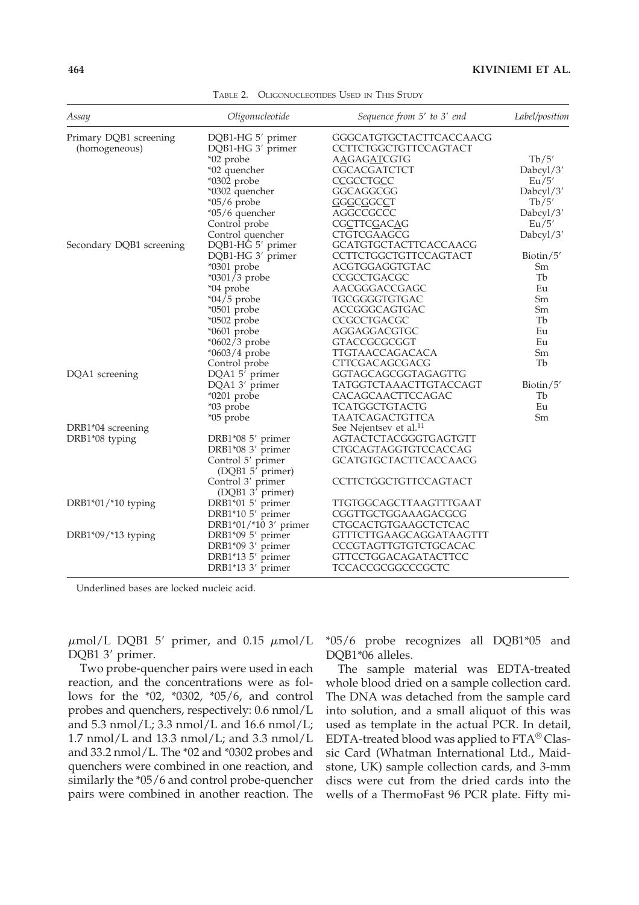TABLE 2. OLIGONUCLEOTIDES USED IN THIS STUDY

| Assay | Oligonucleotide | Sequence from 5′ to 3′ end | Label/position |
|---|---|---|---|
| Primary DQB1 screening (homogeneous) | DQB1-HG 5′ primer | GGGCATGTGCTACTTCACCAACG | |
| | DQB1-HG 3′ primer | CCTTCTGGCTGTTCCAGTACT | |
| | *02 probe | AAGAGATCGTG | Tb/5′ |
| | *02 quencher | CGCACGATCTCT | Dabcyl/3′ |
| | *0302 probe | CCGCCTGCC | Eu/5′ |
| | *0302 quencher | GGCAGGCGG | Dabcyl/3′ |
| | *05/6 probe | GGGCGGCCT | Tb/5′ |
| | *05/6 quencher | AGGCCGCCC | Dabcyl/3′ |
| | Control probe | CGCTTCGACAG | Eu/5′ |
| | Control quencher | CTGTCGAAGCG | Dabcyl/3′ |
| Secondary DQB1 screening | DQB1-HG 5′ primer | GCATGTGCTACTTCACCAACG | |
| | DQB1-HG 3′ primer | CCTTCTGGCTGTTCCAGTACT | Biotin/5′ |
| | *0301 probe | ACGTGGAGGTGTAC | Sm |
| | *0301/3 probe | CCGCCTGACGC | Tb |
| | *04 probe | AACGGGACCGAGC | Eu |
| | *04/5 probe | TGCGGGGTGTGAC | Sm |
| | *0501 probe | ACCGGGCAGTGAC | Sm |
| | *0502 probe | CCGCCTGACGC | Tb |
| | *0601 probe | AGGAGGACGTGC | Eu |
| | *0602/3 probe | GTACCGCGCGGT | Eu |
| | *0603/4 probe | TTGTAACCAGACACA | Sm |
| | Control probe | CTTCGACAGCGACG | Tb |
| DQA1 screening | DQA1 5′ primer | GGTAGCAGCGGTAGAGTTG | |
| | DQA1 3′ primer | TATGGTCTAAACTTGTACCAGT | Biotin/5′ |
| | *0201 probe | CACAGCAACTTCCAGAC | Tb |
| | *03 probe | TCATGGCTGTACTG | Eu |
| | *05 probe | TAATCAGACTGTTCA | Sm |
| DRB1*04 screening | | See Nejentsev et al.[11] | |
| DRB1*08 typing | DRB1*08 5′ primer | AGTACTCTACGGGTGAGTGTT | |
| | DRB1*08 3′ primer | CTGCAGTAGGTGTCCACCAG | |
| | Control 5′ primer (DQB1 5′ primer) | GCATGTGCTACTTCACCAACG | |
| | Control 3′ primer (DQB1 3′ primer) | CCTTCTGGCTGTTCCAGTACT | |
| DRB1*01/*10 typing | DRB1*01 5′ primer | TTGTGGCAGCTTAAGTTTGAAT | |
| | DRB1*10 5′ primer | CGGTTGCTGGAAAGACGCG | |
| | DRB1*01/*10 3′ primer | CTGCACTGTGAAGCTCTCAC | |
| DRB1*09/*13 typing | DRB1*09 5′ primer | GTTTCTTGAAGCAGGATAAGTTT | |
| | DRB1*09 3′ primer | CCCGTAGTTGTGTCTGCACAC | |
| | DRB1*13 5′ primer | GTTCCTGGACAGATACTTCC | |
| | DRB1*13 3′ primer | TCCACCGCGGCCCGCTC | |

Underlined bases are locked nucleic acid.

$\mu$mol/L DQB1 5′ primer, and 0.15 $\mu$mol/L DQB1 3′ primer.

Two probe-quencher pairs were used in each reaction, and the concentrations were as follows for the *02, *0302, *05/6, and control probes and quenchers, respectively: 0.6 nmol/L and 5.3 nmol/L; 3.3 nmol/L and 16.6 nmol/L; 1.7 nmol/L and 13.3 nmol/L; and 3.3 nmol/L and 33.2 nmol/L. The *02 and *0302 probes and quenchers were combined in one reaction, and similarly the *05/6 and control probe-quencher pairs were combined in another reaction. The *05/6 probe recognizes all DQB1*05 and DQB1*06 alleles.

The sample material was EDTA-treated whole blood dried on a sample collection card. The DNA was detached from the sample card into solution, and a small aliquot of this was used as template in the actual PCR. In detail, EDTA-treated blood was applied to FTA® Classic Card (Whatman International Ltd., Maidstone, UK) sample collection cards, and 3-mm discs were cut from the dried cards into the wells of a ThermoFast 96 PCR plate. Fifty mi-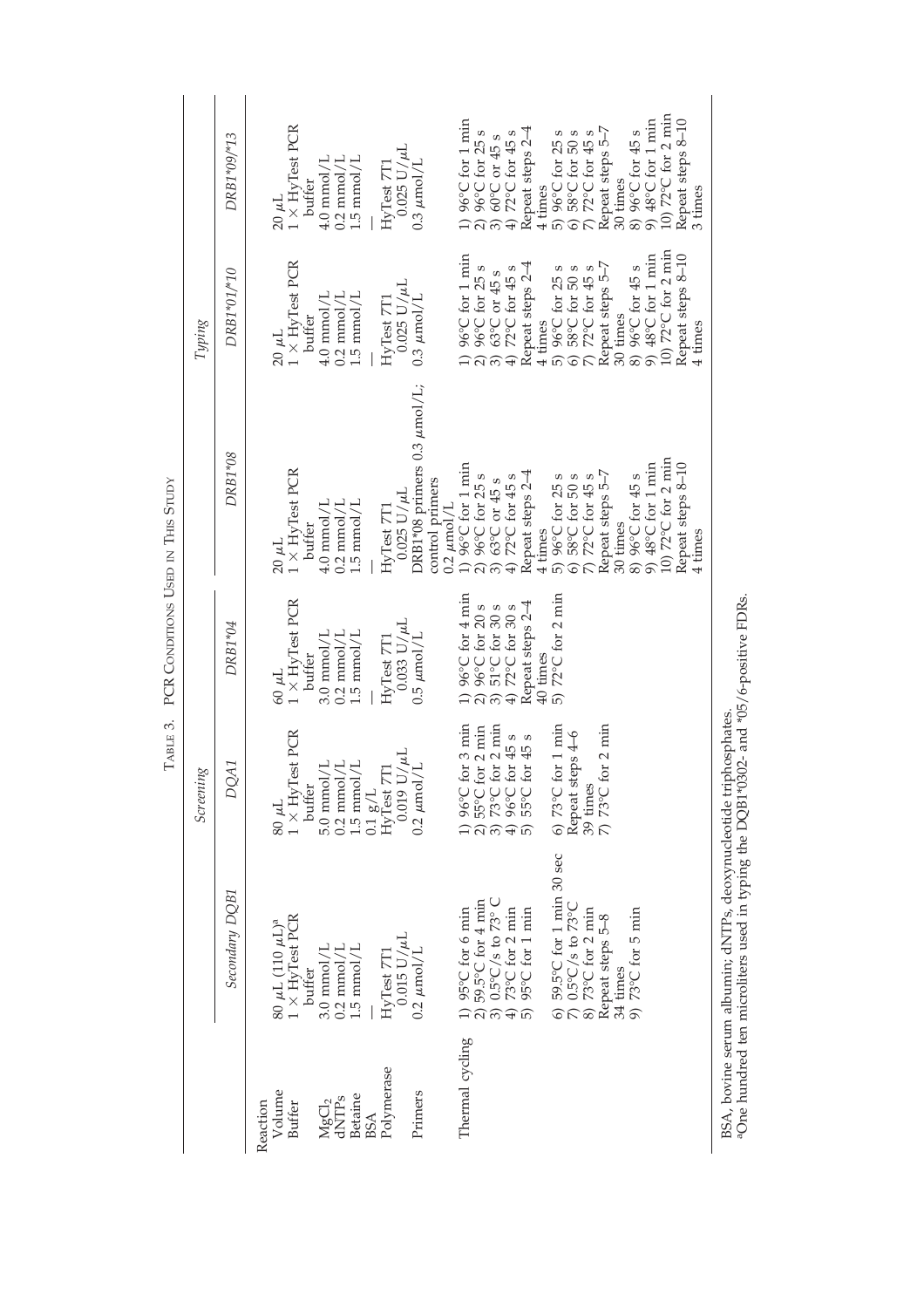Table 3. PCR Conditions Used in This Study

| | Screening | | | Typing | | |
|---|---|---|---|---|---|---|
| | Secondary DQB1 | DQA1 | DRB1*04 | DRB1*08 | DRB1*01/*10 | DRB1*09/*13 |
| **Reaction** | | | | | | |
| Volume | 80 μL (110 μL)[a] | 80 μL | 60 μL | 20 μL | 20 μL | 20 μL |
| Buffer | 1 × HyTest PCR buffer | 1 × HyTest PCR buffer | 1 × HyTest PCR buffer | 1 × HyTest PCR buffer | 1 × HyTest PCR buffer | 1 × HyTest PCR buffer |
| $MgCl_2$ | 3.0 mmol/L | 5.0 mmol/L | 3.0 mmol/L | 4.0 mmol/L | 4.0 mmol/L | 4.0 mmol/L |
| dNTPs | 0.2 mmol/L | 0.2 mmol/L | 0.2 mmol/L | 0.2 mmol/L | 0.2 mmol/L | 0.2 mmol/L |
| Betaine | 1.5 mmol/L | 1.5 mmol/L | 1.5 mmol/L | 1.5 mmol/L | 1.5 mmol/L | 1.5 mmol/L |
| BSA | — | 0.1 g/L | — | — | — | — |
| Polymerase | HyTest 7T1 0.015 U/μL | HyTest 7T1 0.019 U/μL | HyTest 7T1 0.033 U/μL | HyTest 7T1 0.025 U/μL | HyTest 7T1 0.025 U/μL | HyTest 7T1 0.025 U/μL |
| Primers | 0.2 μmol/L | 0.2 μmol/L | 0.5 μmol/L | DRB1*08 primers 0.3 μmol/L; control primers 0.2 μmol/L | 0.3 μmol/L | 0.3 μmol/L |
| Thermal cycling | 1) 95°C for 6 min<br>2) 59.5°C for 4 min<br>3) 0.5°C/s to 73° C<br>4) 73°C for 2 min<br>5) 95°C for 1 min<br>6) 59.5°C for 1 min 30 sec<br>7) 0.5°C/s to 73°C<br>8) 73°C for 2 min<br>Repeat steps 5–8 34 times<br>9) 73°C for 5 min | 1) 96°C for 3 min<br>2) 55°C for 2 min<br>3) 73°C for 2 min<br>4) 96°C for 45 s<br>5) 55°C for 45 s<br>6) 73°C for 1 min<br>Repeat steps 4–6 39 times<br>7) 73°C for 2 min | 1) 96°C for 4 min<br>2) 96°C for 20 s<br>3) 51°C for 30 s<br>4) 72°C for 30 s<br>Repeat steps 2–4 40 times<br>5) 72°C for 2 min | 1) 96°C for 1 min<br>2) 96°C for 25 s<br>3) 63°C or 45 s<br>4) 72°C for 45 s<br>Repeat steps 2–4 4 times<br>5) 96°C for 25 s<br>6) 58°C for 50 s<br>7) 72°C for 45 s<br>Repeat steps 5–7 30 times<br>8) 96°C for 45 s<br>9) 48°C for 1 min<br>10) 72°C for 2 min<br>Repeat steps 8–10 4 times | 1) 96°C for 1 min<br>2) 96°C for 25 s<br>3) 63°C or 45 s<br>4) 72°C for 45 s<br>Repeat steps 2–4 4 times<br>5) 96°C for 25 s<br>6) 58°C for 50 s<br>7) 72°C for 45 s<br>Repeat steps 5–7 30 times<br>8) 96°C for 45 s<br>9) 48°C for 1 min<br>10) 72°C for 2 min<br>Repeat steps 8–10 4 times | 1) 96°C for 1 min<br>2) 96°C for 25 s<br>3) 60°C or 45 s<br>4) 72°C for 45 s<br>Repeat steps 2–4 4 times<br>5) 96°C for 25 s<br>6) 58°C for 50 s<br>7) 72°C for 45 s<br>Repeat steps 5–7 30 times<br>8) 96°C for 45 s<br>9) 48°C for 1 min<br>10) 72°C for 2 min<br>Repeat steps 8–10 3 times |

BSA, bovine serum albumin; dNTPs, deoxynucleotide triphosphates.
[a]One hundred ten microliters used in typing the DQB1*0302- and *05/6-positive FDRs.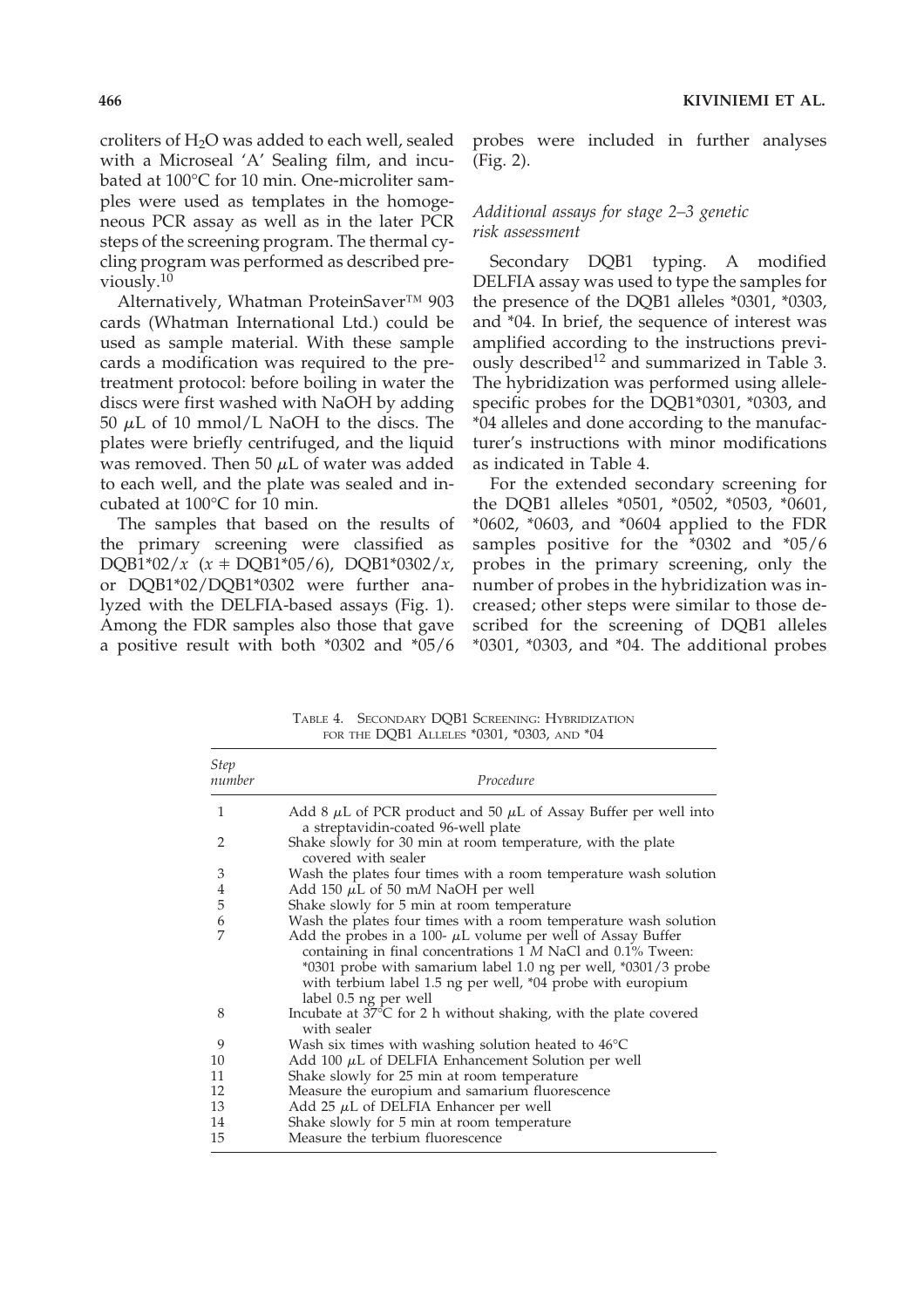croliters of $H_2O$ was added to each well, sealed with a Microseal 'A' Sealing film, and incubated at 100°C for 10 min. One-microliter samples were used as templates in the homogeneous PCR assay as well as in the later PCR steps of the screening program. The thermal cycling program was performed as described previously.[10]

Alternatively, Whatman ProteinSaver™ 903 cards (Whatman International Ltd.) could be used as sample material. With these sample cards a modification was required to the pretreatment protocol: before boiling in water the discs were first washed with NaOH by adding 50 $\mu$L of 10 mmol/L NaOH to the discs. The plates were briefly centrifuged, and the liquid was removed. Then 50 $\mu$L of water was added to each well, and the plate was sealed and incubated at 100°C for 10 min.

The samples that based on the results of the primary screening were classified as DQB1*02/$x$ ($x \neq$ DQB1*05/6), DQB1*0302/$x$, or DQB1*02/DQB1*0302 were further analyzed with the DELFIA-based assays (Fig. 1). Among the FDR samples also those that gave a positive result with both *0302 and *05/6 probes were included in further analyses (Fig. 2).

### *Additional assays for stage 2–3 genetic risk assessment*

Secondary DQB1 typing. A modified DELFIA assay was used to type the samples for the presence of the DQB1 alleles *0301, *0303, and *04. In brief, the sequence of interest was amplified according to the instructions previously described[12] and summarized in Table 3. The hybridization was performed using allele-specific probes for the DQB1*0301, *0303, and *04 alleles and done according to the manufacturer's instructions with minor modifications as indicated in Table 4.

For the extended secondary screening for the DQB1 alleles *0501, *0502, *0503, *0601, *0602, *0603, and *0604 applied to the FDR samples positive for the *0302 and *05/6 probes in the primary screening, only the number of probes in the hybridization was increased; other steps were similar to those described for the screening of DQB1 alleles *0301, *0303, and *04. The additional probes

TABLE 4. SECONDARY DQB1 SCREENING: HYBRIDIZATION FOR THE DQB1 ALLELES *0301, *0303, AND *04

| *Step number* | *Procedure* |
|---|---|
| 1 | Add 8 $\mu$L of PCR product and 50 $\mu$L of Assay Buffer per well into a streptavidin-coated 96-well plate |
| 2 | Shake slowly for 30 min at room temperature, with the plate covered with sealer |
| 3 | Wash the plates four times with a room temperature wash solution |
| 4 | Add 150 $\mu$L of 50 m*M* NaOH per well |
| 5 | Shake slowly for 5 min at room temperature |
| 6 | Wash the plates four times with a room temperature wash solution |
| 7 | Add the probes in a 100- $\mu$L volume per well of Assay Buffer containing in final concentrations 1 *M* NaCl and 0.1% Tween: *0301 probe with samarium label 1.0 ng per well, *0301/3 probe with terbium label 1.5 ng per well, *04 probe with europium label 0.5 ng per well |
| 8 | Incubate at 37°C for 2 h without shaking, with the plate covered with sealer |
| 9 | Wash six times with washing solution heated to 46°C |
| 10 | Add 100 $\mu$L of DELFIA Enhancement Solution per well |
| 11 | Shake slowly for 25 min at room temperature |
| 12 | Measure the europium and samarium fluorescence |
| 13 | Add 25 $\mu$L of DELFIA Enhancer per well |
| 14 | Shake slowly for 5 min at room temperature |
| 15 | Measure the terbium fluorescence |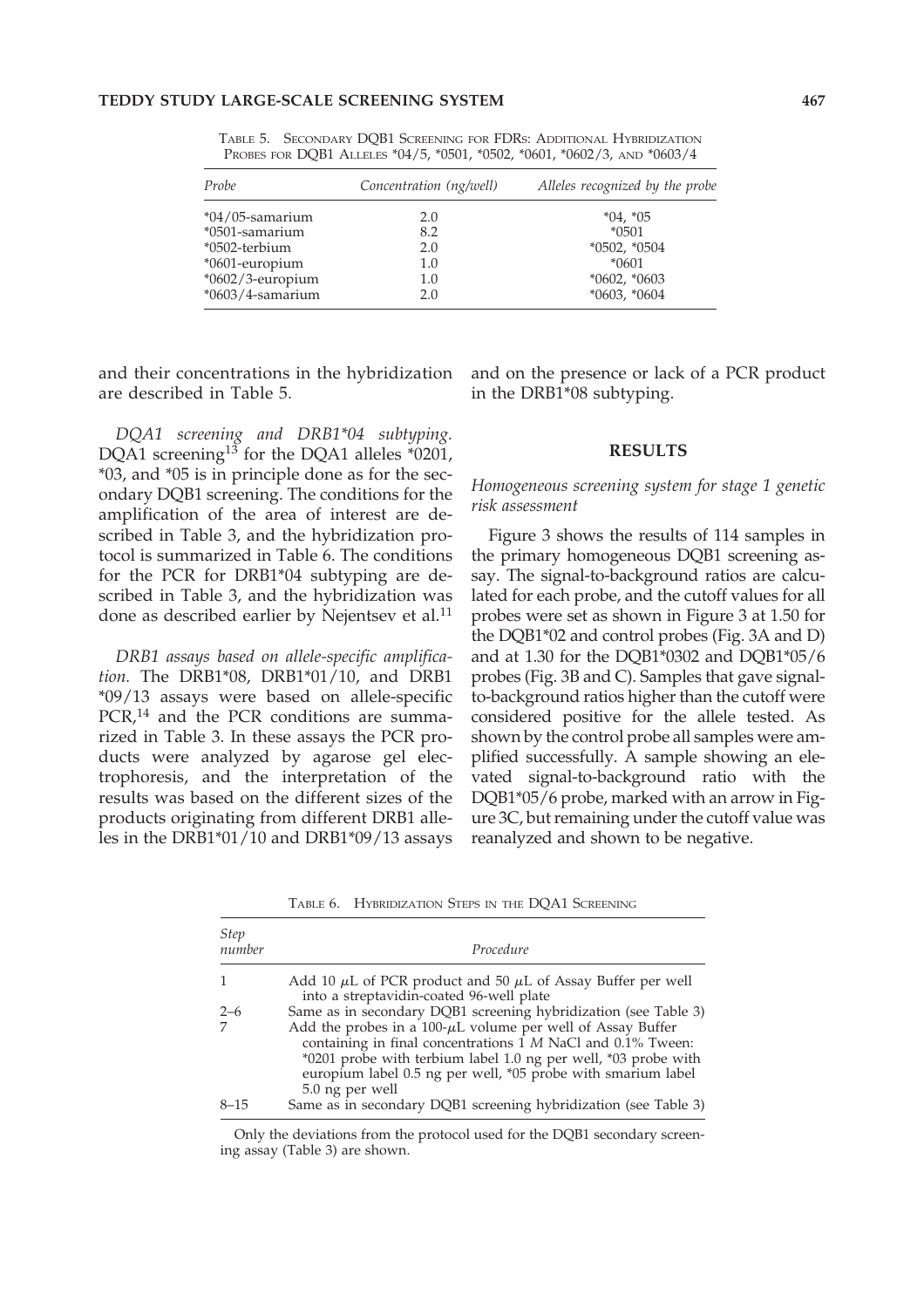Table 5. Secondary DQB1 Screening for FDRs: Additional Hybridization Probes for DQB1 Alleles *04/5, *0501, *0502, *0601, *0602/3, and *0603/4

| Probe | Concentration (ng/well) | Alleles recognized by the probe |
|---|---|---|
| *04/05-samarium | 2.0 | *04, *05 |
| *0501-samarium | 8.2 | *0501 |
| *0502-terbium | 2.0 | *0502, *0504 |
| *0601-europium | 1.0 | *0601 |
| *0602/3-europium | 1.0 | *0602, *0603 |
| *0603/4-samarium | 2.0 | *0603, *0604 |

and their concentrations in the hybridization are described in Table 5.

*DQA1 screening and DRB1*04 subtyping.* DQA1 screening[13] for the DQA1 alleles *0201, *03, and *05 is in principle done as for the secondary DQB1 screening. The conditions for the amplification of the area of interest are described in Table 3, and the hybridization protocol is summarized in Table 6. The conditions for the PCR for DRB1*04 subtyping are described in Table 3, and the hybridization was done as described earlier by Nejentsev et al.[11]

*DRB1 assays based on allele-specific amplification.* The DRB1*08, DRB1*01/10, and DRB1 *09/13 assays were based on allele-specific PCR,[14] and the PCR conditions are summarized in Table 3. In these assays the PCR products were analyzed by agarose gel electrophoresis, and the interpretation of the results was based on the different sizes of the products originating from different DRB1 alleles in the DRB1*01/10 and DRB1*09/13 assays and on the presence or lack of a PCR product in the DRB1*08 subtyping.

## RESULTS

### *Homogeneous screening system for stage 1 genetic risk assessment*

Figure 3 shows the results of 114 samples in the primary homogeneous DQB1 screening assay. The signal-to-background ratios are calculated for each probe, and the cutoff values for all probes were set as shown in Figure 3 at 1.50 for the DQB1*02 and control probes (Fig. 3A and D) and at 1.30 for the DQB1*0302 and DQB1*05/6 probes (Fig. 3B and C). Samples that gave signal-to-background ratios higher than the cutoff were considered positive for the allele tested. As shown by the control probe all samples were amplified successfully. A sample showing an elevated signal-to-background ratio with the DQB1*05/6 probe, marked with an arrow in Figure 3C, but remaining under the cutoff value was reanalyzed and shown to be negative.

Table 6. Hybridization Steps in the DQA1 Screening

| Step number | Procedure |
|---|---|
| 1 | Add 10 μL of PCR product and 50 μL of Assay Buffer per well into a streptavidin-coated 96-well plate |
| 2–6 | Same as in secondary DQB1 screening hybridization (see Table 3) |
| 7 | Add the probes in a 100-μL volume per well of Assay Buffer containing in final concentrations 1 *M* NaCl and 0.1% Tween: *0201 probe with terbium label 1.0 ng per well, *03 probe with europium label 0.5 ng per well, *05 probe with smarium label 5.0 ng per well |
| 8–15 | Same as in secondary DQB1 screening hybridization (see Table 3) |

Only the deviations from the protocol used for the DQB1 secondary screening assay (Table 3) are shown.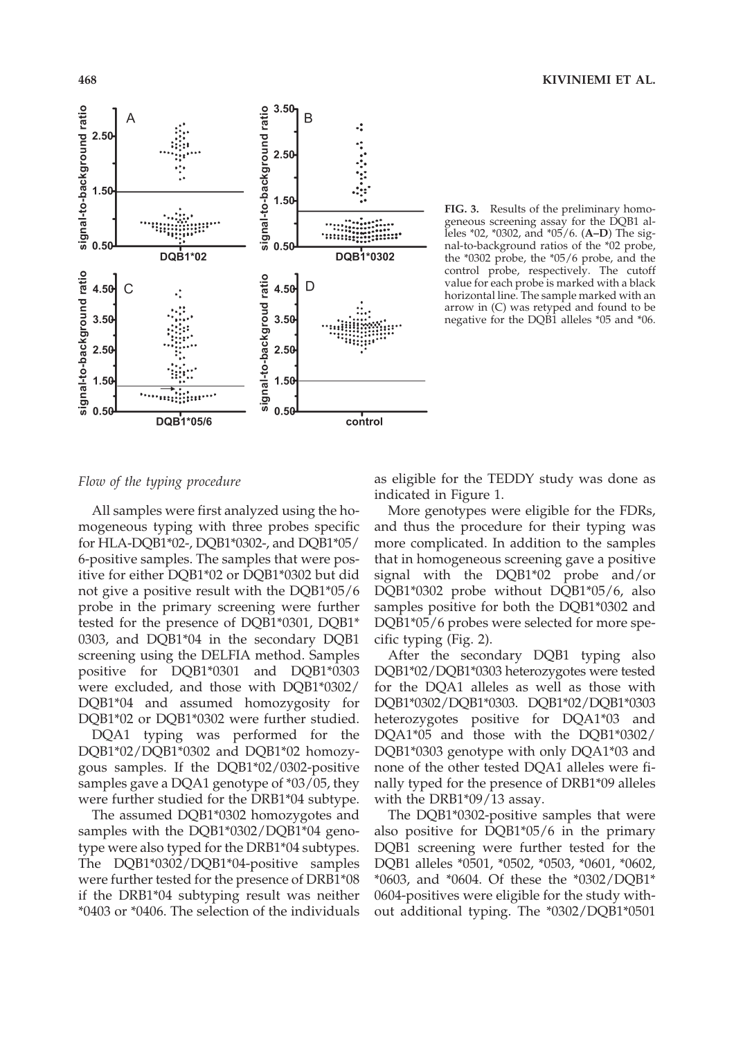FIG. 3. Results of the preliminary homogeneous screening assay for the DQB1 alleles *02, *0302, and *05/6. (**A–D**) The signal-to-background ratios of the *02 probe, the *0302 probe, the *05/6 probe, and the control probe, respectively. The cutoff value for each probe is marked with a black horizontal line. The sample marked with an arrow in (C) was retyped and found to be negative for the DQB1 alleles *05 and *06.

*Flow of the typing procedure*

All samples were first analyzed using the homogeneous typing with three probes specific for HLA-DQB1*02-, DQB1*0302-, and DQB1*05/6-positive samples. The samples that were positive for either DQB1*02 or DQB1*0302 but did not give a positive result with the DQB1*05/6 probe in the primary screening were further tested for the presence of DQB1*0301, DQB1*0303, and DQB1*04 in the secondary DQB1 screening using the DELFIA method. Samples positive for DQB1*0301 and DQB1*0303 were excluded, and those with DQB1*0302/DQB1*04 and assumed homozygosity for DQB1*02 or DQB1*0302 were further studied.

DQA1 typing was performed for the DQB1*02/DQB1*0302 and DQB1*02 homozygous samples. If the DQB1*02/0302-positive samples gave a DQA1 genotype of *03/05, they were further studied for the DRB1*04 subtype.

The assumed DQB1*0302 homozygotes and samples with the DQB1*0302/DQB1*04 genotype were also typed for the DRB1*04 subtypes. The DQB1*0302/DQB1*04-positive samples were further tested for the presence of DRB1*08 if the DRB1*04 subtyping result was neither *0403 or *0406. The selection of the individuals as eligible for the TEDDY study was done as indicated in Figure 1.

More genotypes were eligible for the FDRs, and thus the procedure for their typing was more complicated. In addition to the samples that in homogeneous screening gave a positive signal with the DQB1*02 probe and/or DQB1*0302 probe without DQB1*05/6, also samples positive for both the DQB1*0302 and DQB1*05/6 probes were selected for more specific typing (Fig. 2).

After the secondary DQB1 typing also DQB1*02/DQB1*0303 heterozygotes were tested for the DQA1 alleles as well as those with DQB1*0302/DQB1*0303. DQB1*02/DQB1*0303 heterozygotes positive for DQA1*03 and DQA1*05 and those with the DQB1*0302/DQB1*0303 genotype with only DQA1*03 and none of the other tested DQA1 alleles were finally typed for the presence of DRB1*09 alleles with the DRB1*09/13 assay.

The DQB1*0302-positive samples that were also positive for DQB1*05/6 in the primary DQB1 screening were further tested for the DQB1 alleles *0501, *0502, *0503, *0601, *0602, *0603, and *0604. Of these the *0302/DQB1*0604-positives were eligible for the study without additional typing. The *0302/DQB1*0501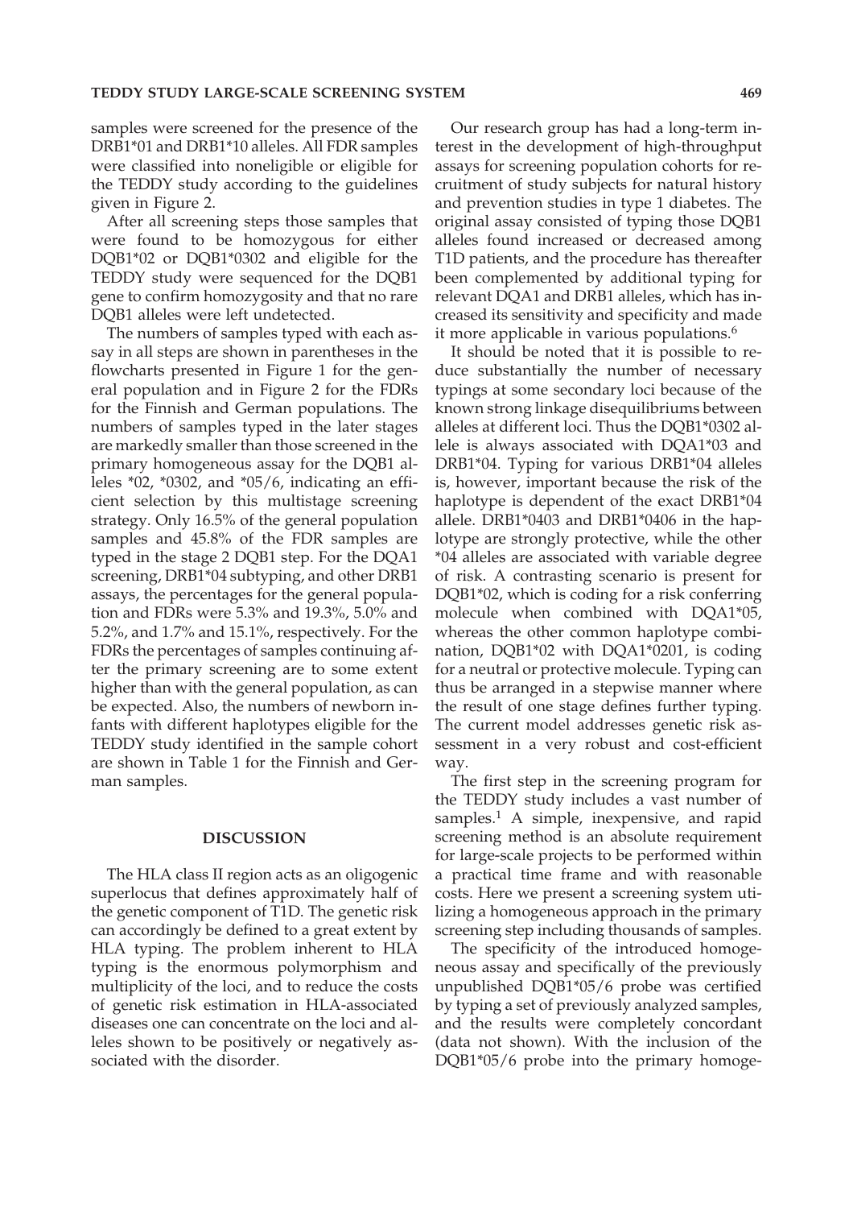samples were screened for the presence of the DRB1*01 and DRB1*10 alleles. All FDR samples were classified into noneligible or eligible for the TEDDY study according to the guidelines given in Figure 2.

After all screening steps those samples that were found to be homozygous for either DQB1*02 or DQB1*0302 and eligible for the TEDDY study were sequenced for the DQB1 gene to confirm homozygosity and that no rare DQB1 alleles were left undetected.

The numbers of samples typed with each assay in all steps are shown in parentheses in the flowcharts presented in Figure 1 for the general population and in Figure 2 for the FDRs for the Finnish and German populations. The numbers of samples typed in the later stages are markedly smaller than those screened in the primary homogeneous assay for the DQB1 alleles *02, *0302, and *05/6, indicating an efficient selection by this multistage screening strategy. Only 16.5% of the general population samples and 45.8% of the FDR samples are typed in the stage 2 DQB1 step. For the DQA1 screening, DRB1*04 subtyping, and other DRB1 assays, the percentages for the general population and FDRs were 5.3% and 19.3%, 5.0% and 5.2%, and 1.7% and 15.1%, respectively. For the FDRs the percentages of samples continuing after the primary screening are to some extent higher than with the general population, as can be expected. Also, the numbers of newborn infants with different haplotypes eligible for the TEDDY study identified in the sample cohort are shown in Table 1 for the Finnish and German samples.

## DISCUSSION

The HLA class II region acts as an oligogenic superlocus that defines approximately half of the genetic component of T1D. The genetic risk can accordingly be defined to a great extent by HLA typing. The problem inherent to HLA typing is the enormous polymorphism and multiplicity of the loci, and to reduce the costs of genetic risk estimation in HLA-associated diseases one can concentrate on the loci and alleles shown to be positively or negatively associated with the disorder.

Our research group has had a long-term interest in the development of high-throughput assays for screening population cohorts for recruitment of study subjects for natural history and prevention studies in type 1 diabetes. The original assay consisted of typing those DQB1 alleles found increased or decreased among T1D patients, and the procedure has thereafter been complemented by additional typing for relevant DQA1 and DRB1 alleles, which has increased its sensitivity and specificity and made it more applicable in various populations.[6]

It should be noted that it is possible to reduce substantially the number of necessary typings at some secondary loci because of the known strong linkage disequilibriums between alleles at different loci. Thus the DQB1*0302 allele is always associated with DQA1*03 and DRB1*04. Typing for various DRB1*04 alleles is, however, important because the risk of the haplotype is dependent of the exact DRB1*04 allele. DRB1*0403 and DRB1*0406 in the haplotype are strongly protective, while the other *04 alleles are associated with variable degree of risk. A contrasting scenario is present for DQB1*02, which is coding for a risk conferring molecule when combined with DQA1*05, whereas the other common haplotype combination, DQB1*02 with DQA1*0201, is coding for a neutral or protective molecule. Typing can thus be arranged in a stepwise manner where the result of one stage defines further typing. The current model addresses genetic risk assessment in a very robust and cost-efficient way.

The first step in the screening program for the TEDDY study includes a vast number of samples.[1] A simple, inexpensive, and rapid screening method is an absolute requirement for large-scale projects to be performed within a practical time frame and with reasonable costs. Here we present a screening system utilizing a homogeneous approach in the primary screening step including thousands of samples.

The specificity of the introduced homogeneous assay and specifically of the previously unpublished DQB1*05/6 probe was certified by typing a set of previously analyzed samples, and the results were completely concordant (data not shown). With the inclusion of the DQB1*05/6 probe into the primary homoge-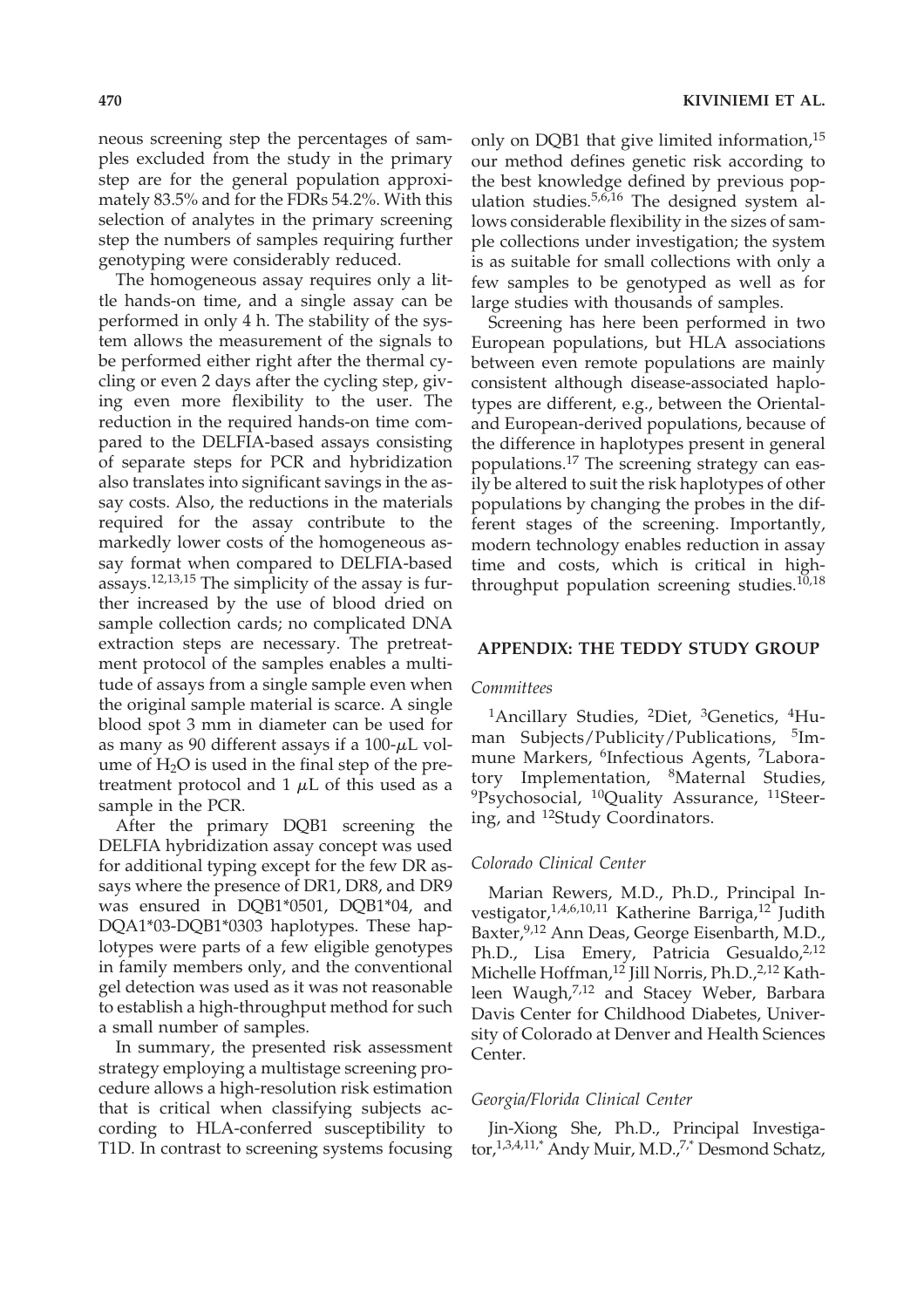neous screening step the percentages of samples excluded from the study in the primary step are for the general population approximately 83.5% and for the FDRs 54.2%. With this selection of analytes in the primary screening step the numbers of samples requiring further genotyping were considerably reduced.

The homogeneous assay requires only a little hands-on time, and a single assay can be performed in only 4 h. The stability of the system allows the measurement of the signals to be performed either right after the thermal cycling or even 2 days after the cycling step, giving even more flexibility to the user. The reduction in the required hands-on time compared to the DELFIA-based assays consisting of separate steps for PCR and hybridization also translates into significant savings in the assay costs. Also, the reductions in the materials required for the assay contribute to the markedly lower costs of the homogeneous assay format when compared to DELFIA-based assays.[12,13,15] The simplicity of the assay is further increased by the use of blood dried on sample collection cards; no complicated DNA extraction steps are necessary. The pretreatment protocol of the samples enables a multitude of assays from a single sample even when the original sample material is scarce. A single blood spot 3 mm in diameter can be used for as many as 90 different assays if a 100-$\mu$L volume of $H_2O$ is used in the final step of the pretreatment protocol and 1 $\mu$L of this used as a sample in the PCR.

After the primary DQB1 screening the DELFIA hybridization assay concept was used for additional typing except for the few DR assays where the presence of DR1, DR8, and DR9 was ensured in DQB1*0501, DQB1*04, and DQA1*03-DQB1*0303 haplotypes. These haplotypes were parts of a few eligible genotypes in family members only, and the conventional gel detection was used as it was not reasonable to establish a high-throughput method for such a small number of samples.

In summary, the presented risk assessment strategy employing a multistage screening procedure allows a high-resolution risk estimation that is critical when classifying subjects according to HLA-conferred susceptibility to T1D. In contrast to screening systems focusing only on DQB1 that give limited information,[15] our method defines genetic risk according to the best knowledge defined by previous population studies.[5,6,16] The designed system allows considerable flexibility in the sizes of sample collections under investigation; the system is as suitable for small collections with only a few samples to be genotyped as well as for large studies with thousands of samples.

Screening has here been performed in two European populations, but HLA associations between even remote populations are mainly consistent although disease-associated haplotypes are different, e.g., between the Oriental- and European-derived populations, because of the difference in haplotypes present in general populations.[17] The screening strategy can easily be altered to suit the risk haplotypes of other populations by changing the probes in the different stages of the screening. Importantly, modern technology enables reduction in assay time and costs, which is critical in high-throughput population screening studies.[10,18]

## APPENDIX: THE TEDDY STUDY GROUP

### *Committees*

[1]Ancillary Studies, [2]Diet, [3]Genetics, [4]Human Subjects/Publicity/Publications, [5]Immune Markers, [6]Infectious Agents, [7]Laboratory Implementation, [8]Maternal Studies, [9]Psychosocial, [10]Quality Assurance, [11]Steering, and [12]Study Coordinators.

### *Colorado Clinical Center*

Marian Rewers, M.D., Ph.D., Principal Investigator,[1,4,6,10,11] Katherine Barriga,[12] Judith Baxter,[9,12] Ann Deas, George Eisenbarth, M.D., Ph.D., Lisa Emery, Patricia Gesualdo,[2,12] Michelle Hoffman,[12] Jill Norris, Ph.D.,[2,12] Kathleen Waugh,[7,12] and Stacey Weber, Barbara Davis Center for Childhood Diabetes, University of Colorado at Denver and Health Sciences Center.

### *Georgia/Florida Clinical Center*

Jin-Xiong She, Ph.D., Principal Investigator,[1,3,4,11,*] Andy Muir, M.D.,[7,*] Desmond Schatz,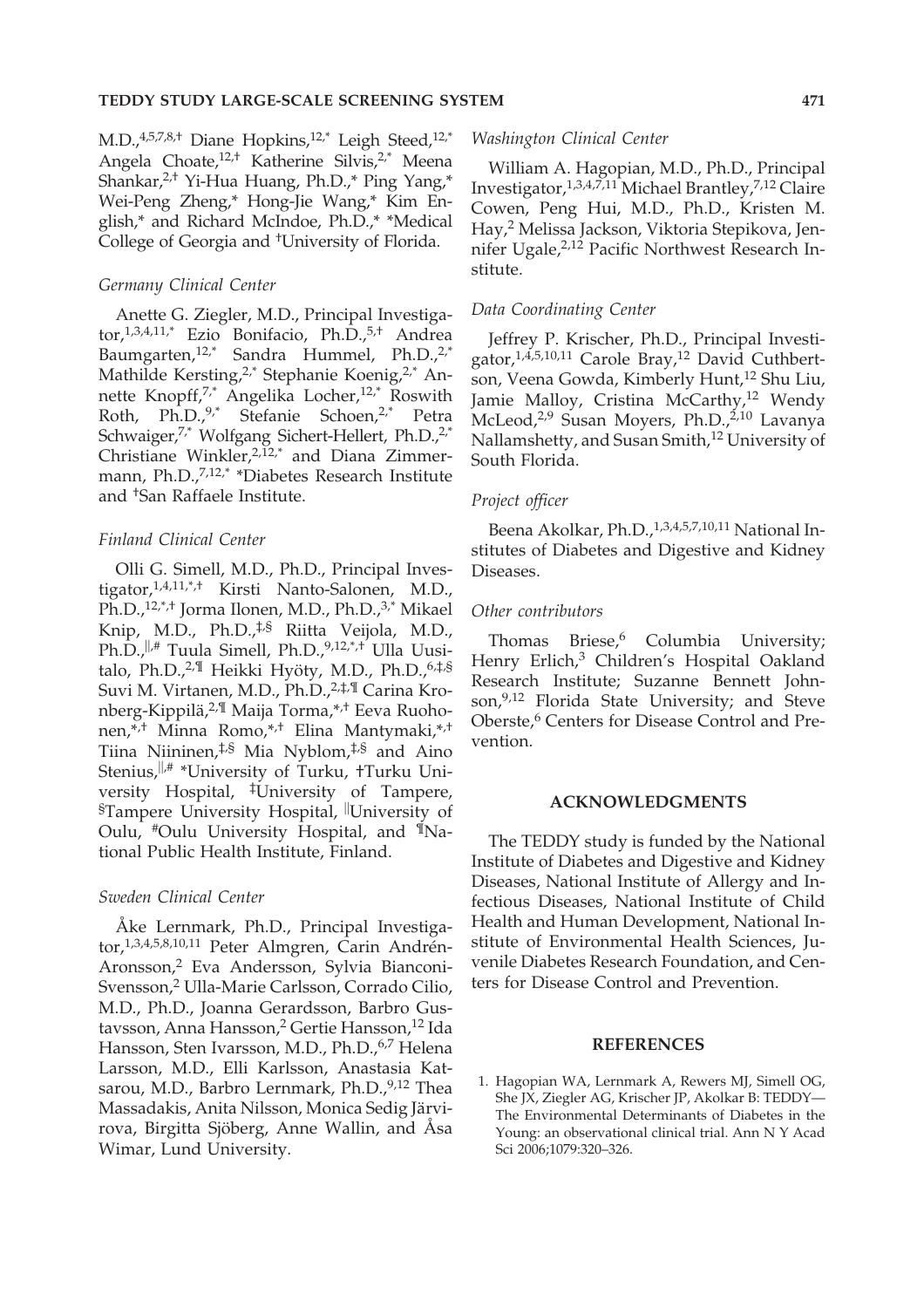M.D.,[4,5,7,8,†] Diane Hopkins,[12,*] Leigh Steed,[12,*] Angela Choate,[12,†] Katherine Silvis,[2,*] Meena Shankar,[2,†] Yi-Hua Huang, Ph.D.,* Ping Yang,* Wei-Peng Zheng,* Hong-Jie Wang,* Kim English,* and Richard McIndoe, Ph.D.,* *Medical College of Georgia and †University of Florida.

*Germany Clinical Center*

Anette G. Ziegler, M.D., Principal Investigator,[1,3,4,11,*] Ezio Bonifacio, Ph.D.,[5,†] Andrea Baumgarten,[12,*] Sandra Hummel, Ph.D.,[2,*] Mathilde Kersting,[2,*] Stephanie Koenig,[2,*] Annette Knopff,[7,*] Angelika Locher,[12,*] Roswith Roth, Ph.D.,[9,*] Stefanie Schoen,[2,*] Petra Schwaiger,[7,*] Wolfgang Sichert-Hellert, Ph.D.,[2,*] Christiane Winkler,[2,12,*] and Diana Zimmermann, Ph.D.,[7,12,*] *Diabetes Research Institute and †San Raffaele Institute.

*Finland Clinical Center*

Olli G. Simell, M.D., Ph.D., Principal Investigator,[1,4,11,*,†] Kirsti Nanto-Salonen, M.D., Ph.D.,[12,*,†] Jorma Ilonen, M.D., Ph.D.,[3,*] Mikael Knip, M.D., Ph.D.,[‡,§] Riitta Veijola, M.D., Ph.D.,[||,#] Tuula Simell, Ph.D.,[9,12,*,†] Ulla Uusitalo, Ph.D.,[2,¶] Heikki Hyöty, M.D., Ph.D.,[6,‡,§] Suvi M. Virtanen, M.D., Ph.D.,[2,‡,¶] Carina Kronberg-Kippilä,[2,¶] Maija Torma,[*,†] Eeva Ruohonen,[*,†] Minna Romo,[*,†] Elina Mantymaki,[*,†] Tiina Niininen,[‡,§] Mia Nyblom,[‡,§] and Aino Stenius,[||,#] *University of Turku, †Turku University Hospital, ‡University of Tampere, §Tampere University Hospital, ||University of Oulu, #Oulu University Hospital, and ¶National Public Health Institute, Finland.

*Sweden Clinical Center*

Åke Lernmark, Ph.D., Principal Investigator,[1,3,4,5,8,10,11] Peter Almgren, Carin Andrén-Aronsson,[2] Eva Andersson, Sylvia Bianconi-Svensson,[2] Ulla-Marie Carlsson, Corrado Cilio, M.D., Ph.D., Joanna Gerardsson, Barbro Gustavsson, Anna Hansson,[2] Gertie Hansson,[12] Ida Hansson, Sten Ivarsson, M.D., Ph.D.,[6,7] Helena Larsson, M.D., Elli Karlsson, Anastasia Katsarou, M.D., Barbro Lernmark, Ph.D.,[9,12] Thea Massadakis, Anita Nilsson, Monica Sedig Järvirova, Birgitta Sjöberg, Anne Wallin, and Åsa Wimar, Lund University.

*Washington Clinical Center*

William A. Hagopian, M.D., Ph.D., Principal Investigator,[1,3,4,7,11] Michael Brantley,[7,12] Claire Cowen, Peng Hui, M.D., Ph.D., Kristen M. Hay,[2] Melissa Jackson, Viktoria Stepikova, Jennifer Ugale,[2,12] Pacific Northwest Research Institute.

*Data Coordinating Center*

Jeffrey P. Krischer, Ph.D., Principal Investigator,[1,4,5,10,11] Carole Bray,[12] David Cuthbertson, Veena Gowda, Kimberly Hunt,[12] Shu Liu, Jamie Malloy, Cristina McCarthy,[12] Wendy McLeod,[2,9] Susan Moyers, Ph.D.,[2,10] Lavanya Nallamshetty, and Susan Smith,[12] University of South Florida.

*Project officer*

Beena Akolkar, Ph.D.,[1,3,4,5,7,10,11] National Institutes of Diabetes and Digestive and Kidney Diseases.

*Other contributors*

Thomas Briese,[6] Columbia University; Henry Erlich,[3] Children's Hospital Oakland Research Institute; Suzanne Bennett Johnson,[9,12] Florida State University; and Steve Oberste,[6] Centers for Disease Control and Prevention.

## ACKNOWLEDGMENTS

The TEDDY study is funded by the National Institute of Diabetes and Digestive and Kidney Diseases, National Institute of Allergy and Infectious Diseases, National Institute of Child Health and Human Development, National Institute of Environmental Health Sciences, Juvenile Diabetes Research Foundation, and Centers for Disease Control and Prevention.

## REFERENCES

1. Hagopian WA, Lernmark A, Rewers MJ, Simell OG, She JX, Ziegler AG, Krischer JP, Akolkar B: TEDDY—The Environmental Determinants of Diabetes in the Young: an observational clinical trial. Ann N Y Acad Sci 2006;1079:320–326.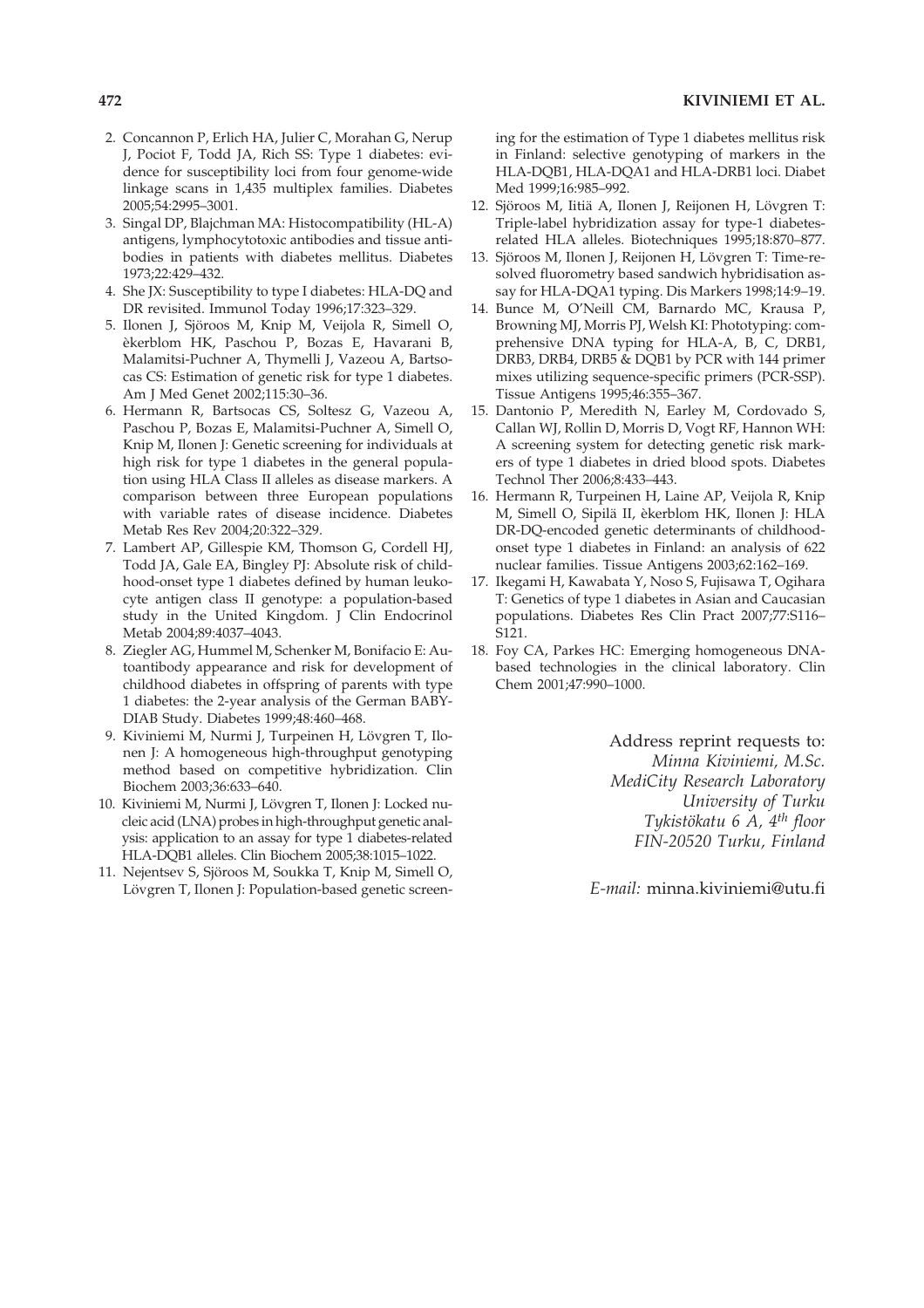2. Concannon P, Erlich HA, Julier C, Morahan G, Nerup J, Pociot F, Todd JA, Rich SS: Type 1 diabetes: evidence for susceptibility loci from four genome-wide linkage scans in 1,435 multiplex families. Diabetes 2005;54:2995–3001.
3. Singal DP, Blajchman MA: Histocompatibility (HL-A) antigens, lymphocytotoxic antibodies and tissue antibodies in patients with diabetes mellitus. Diabetes 1973;22:429–432.
4. She JX: Susceptibility to type I diabetes: HLA-DQ and DR revisited. Immunol Today 1996;17:323–329.
5. Ilonen J, Sjöroos M, Knip M, Veijola R, Simell O, èkerblom HK, Paschou P, Bozas E, Havarani B, Malamitsi-Puchner A, Thymelli J, Vazeou A, Bartsocas CS: Estimation of genetic risk for type 1 diabetes. Am J Med Genet 2002;115:30–36.
6. Hermann R, Bartsocas CS, Soltesz G, Vazeou A, Paschou P, Bozas E, Malamitsi-Puchner A, Simell O, Knip M, Ilonen J: Genetic screening for individuals at high risk for type 1 diabetes in the general population using HLA Class II alleles as disease markers. A comparison between three European populations with variable rates of disease incidence. Diabetes Metab Res Rev 2004;20:322–329.
7. Lambert AP, Gillespie KM, Thomson G, Cordell HJ, Todd JA, Gale EA, Bingley PJ: Absolute risk of childhood-onset type 1 diabetes defined by human leukocyte antigen class II genotype: a population-based study in the United Kingdom. J Clin Endocrinol Metab 2004;89:4037–4043.
8. Ziegler AG, Hummel M, Schenker M, Bonifacio E: Autoantibody appearance and risk for development of childhood diabetes in offspring of parents with type 1 diabetes: the 2-year analysis of the German BABY-DIAB Study. Diabetes 1999;48:460–468.
9. Kiviniemi M, Nurmi J, Turpeinen H, Lövgren T, Ilonen J: A homogeneous high-throughput genotyping method based on competitive hybridization. Clin Biochem 2003;36:633–640.
10. Kiviniemi M, Nurmi J, Lövgren T, Ilonen J: Locked nucleic acid (LNA) probes in high-throughput genetic analysis: application to an assay for type 1 diabetes-related HLA-DQB1 alleles. Clin Biochem 2005;38:1015–1022.
11. Nejentsev S, Sjöroos M, Soukka T, Knip M, Simell O, Lövgren T, Ilonen J: Population-based genetic screening for the estimation of Type 1 diabetes mellitus risk in Finland: selective genotyping of markers in the HLA-DQB1, HLA-DQA1 and HLA-DRB1 loci. Diabet Med 1999;16:985–992.
12. Sjöroos M, Iitiä A, Ilonen J, Reijonen H, Lövgren T: Triple-label hybridization assay for type-1 diabetes-related HLA alleles. Biotechniques 1995;18:870–877.
13. Sjöroos M, Ilonen J, Reijonen H, Lövgren T: Time-resolved fluorometry based sandwich hybridisation assay for HLA-DQA1 typing. Dis Markers 1998;14:9–19.
14. Bunce M, O'Neill CM, Barnardo MC, Krausa P, Browning MJ, Morris PJ, Welsh KI: Phototyping: comprehensive DNA typing for HLA-A, B, C, DRB1, DRB3, DRB4, DRB5 & DQB1 by PCR with 144 primer mixes utilizing sequence-specific primers (PCR-SSP). Tissue Antigens 1995;46:355–367.
15. Dantonio P, Meredith N, Earley M, Cordovado S, Callan WJ, Rollin D, Morris D, Vogt RF, Hannon WH: A screening system for detecting genetic risk markers of type 1 diabetes in dried blood spots. Diabetes Technol Ther 2006;8:433–443.
16. Hermann R, Turpeinen H, Laine AP, Veijola R, Knip M, Simell O, Sipilä II, èkerblom HK, Ilonen J: HLA DR-DQ-encoded genetic determinants of childhood-onset type 1 diabetes in Finland: an analysis of 622 nuclear families. Tissue Antigens 2003;62:162–169.
17. Ikegami H, Kawabata Y, Noso S, Fujisawa T, Ogihara T: Genetics of type 1 diabetes in Asian and Caucasian populations. Diabetes Res Clin Pract 2007;77:S116–S121.
18. Foy CA, Parkes HC: Emerging homogeneous DNA-based technologies in the clinical laboratory. Clin Chem 2001;47:990–1000.

Address reprint requests to:
*Minna Kiviniemi, M.Sc.*
*MediCity Research Laboratory*
*University of Turku*
*Tykistökatu 6 A, 4th floor*
*FIN-20520 Turku, Finland*

*E-mail:* minna.kiviniemi@utu.fi